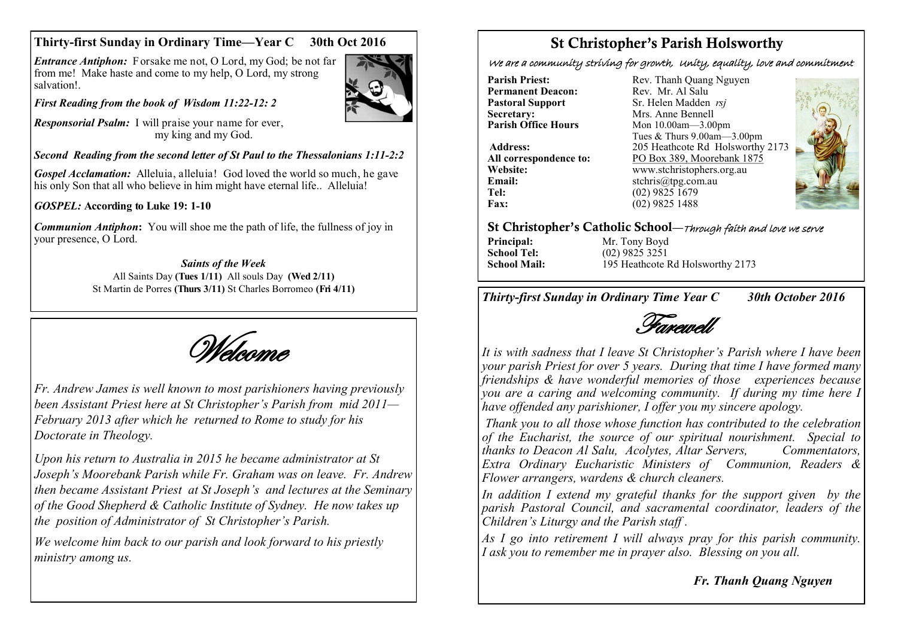## Thirty-first Sunday in Ordinary Time—Year C 30th Oct 2016

***Entrance Antiphon:*** Forsake me not, O Lord, my God; be not far from me! Make haste and come to my help, O Lord, my strong salvation!.

***First Reading from the book of Wisdom 11:22-12: 2***

***Responsorial Psalm:*** I will praise your name for ever, my king and my God.

***Second Reading from the second letter of St Paul to the Thessalonians 1:11-2:2***

***Gospel Acclamation:*** Alleluia, alleluia! God loved the world so much, he gave his only Son that all who believe in him might have eternal life.. Alleluia!

***GOSPEL:* According to Luke 19: 1-10**

***Communion Antiphon*:** You will shoe me the path of life, the fullness of joy in your presence, O Lord.

***Saints of the Week***

All Saints Day **(Tues 1/11)** All souls Day **(Wed 2/11)**
St Martin de Porres **(Thurs 3/11)** St Charles Borromeo **(Fri 4/11)**

## *Welcome*

*Fr. Andrew James is well known to most parishioners having previously been Assistant Priest here at St Christopher's Parish from mid 2011—February 2013 after which he returned to Rome to study for his Doctorate in Theology.*

*Upon his return to Australia in 2015 he became administrator at St Joseph's Moorebank Parish while Fr. Graham was on leave. Fr. Andrew then became Assistant Priest at St Joseph's and lectures at the Seminary of the Good Shepherd & Catholic Institute of Sydney. He now takes up the position of Administrator of St Christopher's Parish.*

*We welcome him back to our parish and look forward to his priestly ministry among us.*

# St Christopher's Parish Holsworthy

*We are a community striving for growth, Unity, equality, love and commitment*

**Parish Priest:** Rev. Thanh Quang Nguyen
**Permanent Deacon:** Rev. Mr. Al Salu
**Pastoral Support** Sr. Helen Madden *rsj*
**Secretary:** Mrs. Anne Bennell
**Parish Office Hours** Mon 10.00am—3.00pm
Tues & Thurs 9.00am—3.00pm
**Address:** 205 Heathcote Rd Holsworthy 2173
**All correspondence to:** PO Box 389, Moorebank 1875
**Website:** www.stchristophers.org.au
**Email:** stchris@tpg.com.au
**Tel:** (02) 9825 1679
**Fax:** (02) 9825 1488

## St Christopher's Catholic School—*Through faith and love we serve*

**Principal:** Mr. Tony Boyd
**School Tel:** (02) 9825 3251
**School Mail:** 195 Heathcote Rd Holsworthy 2173

***Thirty-first Sunday in Ordinary Time Year C 30th October 2016***

## *Farewell*

*It is with sadness that I leave St Christopher's Parish where I have been your parish Priest for over 5 years. During that time I have formed many friendships & have wonderful memories of those experiences because you are a caring and welcoming community. If during my time here I have offended any parishioner, I offer you my sincere apology.*

*Thank you to all those whose function has contributed to the celebration of the Eucharist, the source of our spiritual nourishment. Special to thanks to Deacon Al Salu, Acolytes, Altar Servers, Commentators, Extra Ordinary Eucharistic Ministers of Communion, Readers & Flower arrangers, wardens & church cleaners.*

*In addition I extend my grateful thanks for the support given by the parish Pastoral Council, and sacramental coordinator, leaders of the Children's Liturgy and the Parish staff .*

*As I go into retirement I will always pray for this parish community. I ask you to remember me in prayer also. Blessing on you all.*

***Fr. Thanh Quang Nguyen***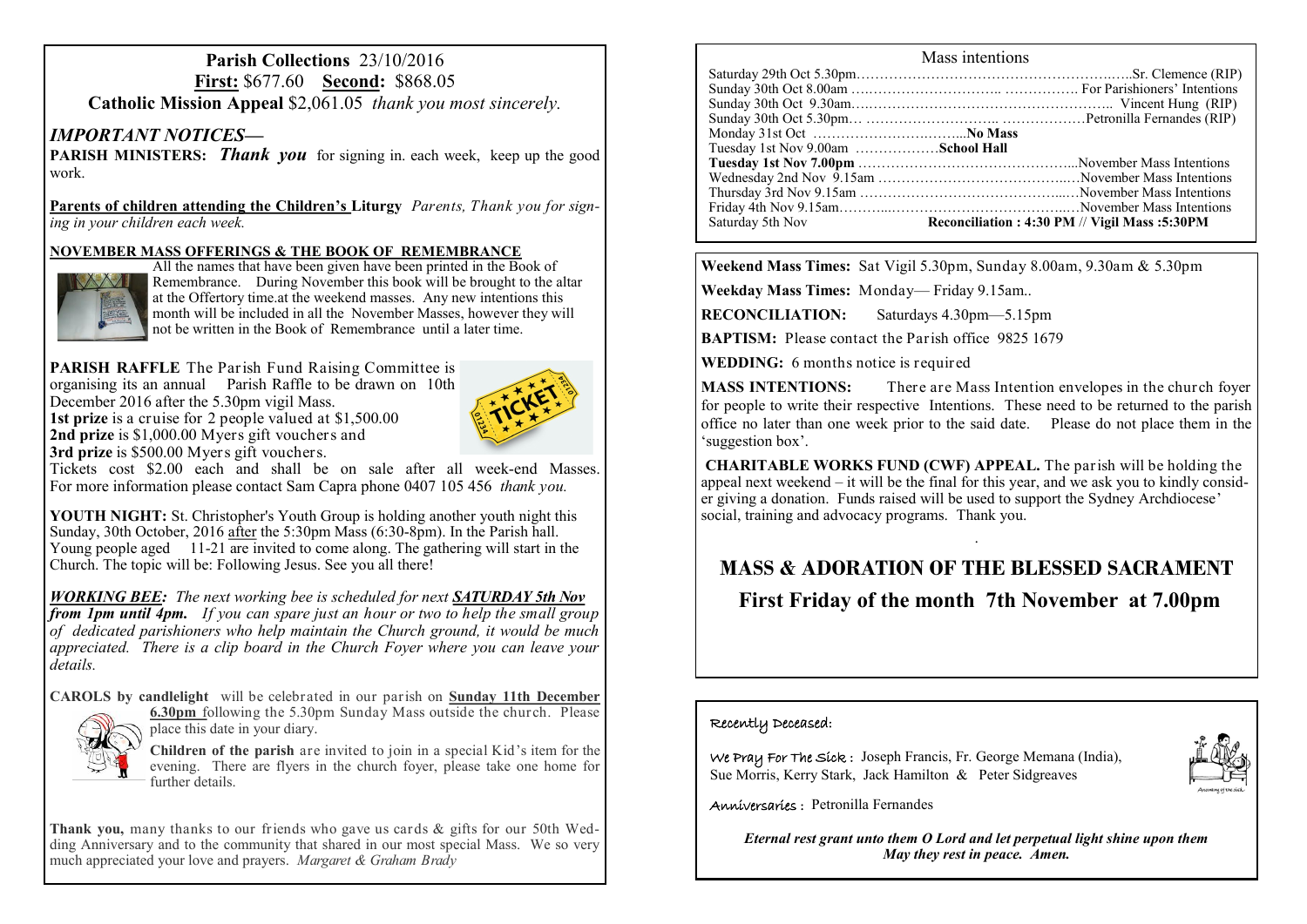**Parish Collections** 23/10/2016

**First:** $677.60 **Second:** $868.05

**Catholic Mission Appeal** $2,061.05 *thank you most sincerely.*

## *IMPORTANT NOTICES—*

**PARISH MINISTERS:** ***Thank you*** for signing in. each week, keep up the good work.

**Parents of children attending the Children's Liturgy** *Parents, Thank you for signing in your children each week.*

**NOVEMBER MASS OFFERINGS & THE BOOK OF REMEMBRANCE**

All the names that have been given have been printed in the Book of Remembrance. During November this book will be brought to the altar at the Offertory time.at the weekend masses. Any new intentions this month will be included in all the November Masses, however they will not be written in the Book of Remembrance until a later time.

**PARISH RAFFLE** The Parish Fund Raising Committee is organising its an annual Parish Raffle to be drawn on 10th December 2016 after the 5.30pm vigil Mass.
**1st prize** is a cruise for 2 people valued at $1,500.00
**2nd prize** is $1,000.00 Myers gift vouchers and
**3rd prize** is $500.00 Myers gift vouchers.
Tickets cost $2.00 each and shall be on sale after all week-end Masses. For more information please contact Sam Capra phone 0407 105 456 *thank you.*

**YOUTH NIGHT:** St. Christopher's Youth Group is holding another youth night this Sunday, 30th October, 2016 after the 5:30pm Mass (6:30-8pm). In the Parish hall. Young people aged 11-21 are invited to come along. The gathering will start in the Church. The topic will be: Following Jesus. See you all there!

***WORKING BEE:*** *The next working bee is scheduled for next **SATURDAY 5th Nov from 1pm until 4pm.** If you can spare just an hour or two to help the small group of dedicated parishioners who help maintain the Church ground, it would be much appreciated. There is a clip board in the Church Foyer where you can leave your details.*

**CAROLS by candlelight** will be celebrated in our parish on **Sunday 11th December 6.30pm** following the 5.30pm Sunday Mass outside the church. Please place this date in your diary.

**Children of the parish** are invited to join in a special Kid's item for the evening. There are flyers in the church foyer, please take one home for further details.

**Thank you,** many thanks to our friends who gave us cards & gifts for our 50th Wedding Anniversary and to the community that shared in our most special Mass. We so very much appreciated your love and prayers. *Margaret & Graham Brady*

### Mass intentions

| | |
|---|---|
| Saturday 29th Oct 5.30pm | Sr. Clemence (RIP) |
| Sunday 30th Oct 8.00am | For Parishioners' Intentions |
| Sunday 30th Oct 9.30am | Vincent Hung (RIP) |
| Sunday 30th Oct 5.30pm | Petronilla Fernandes (RIP) |
| Monday 31st Oct | **No Mass** |
| Tuesday 1st Nov 9.00am | **School Hall** |
| **Tuesday 1st Nov 7.00pm** | November Mass Intentions |
| Wednesday 2nd Nov 9.15am | November Mass Intentions |
| Thursday 3rd Nov 9.15am | November Mass Intentions |
| Friday 4th Nov 9.15am | November Mass Intentions |
| Saturday 5th Nov | **Reconciliation : 4:30 PM // Vigil Mass :5:30PM** |

**Weekend Mass Times:** Sat Vigil 5.30pm, Sunday 8.00am, 9.30am & 5.30pm

**Weekday Mass Times:** Monday— Friday 9.15am..

**RECONCILIATION:** Saturdays 4.30pm—5.15pm

**BAPTISM:** Please contact the Parish office 9825 1679

**WEDDING:** 6 months notice is required

**MASS INTENTIONS:** There are Mass Intention envelopes in the church foyer for people to write their respective Intentions. These need to be returned to the parish office no later than one week prior to the said date. Please do not place them in the 'suggestion box'.

**CHARITABLE WORKS FUND (CWF) APPEAL.** The parish will be holding the appeal next weekend – it will be the final for this year, and we ask you to kindly consider giving a donation. Funds raised will be used to support the Sydney Archdiocese' social, training and advocacy programs. Thank you.

## MASS & ADORATION OF THE BLESSED SACRAMENT

## First Friday of the month 7th November at 7.00pm

Recently Deceased:

We Pray For The Sick : Joseph Francis, Fr. George Memana (India), Sue Morris, Kerry Stark, Jack Hamilton & Peter Sidgreaves

Anniversaries : Petronilla Fernandes

***Eternal rest grant unto them O Lord and let perpetual light shine upon them May they rest in peace. Amen.***